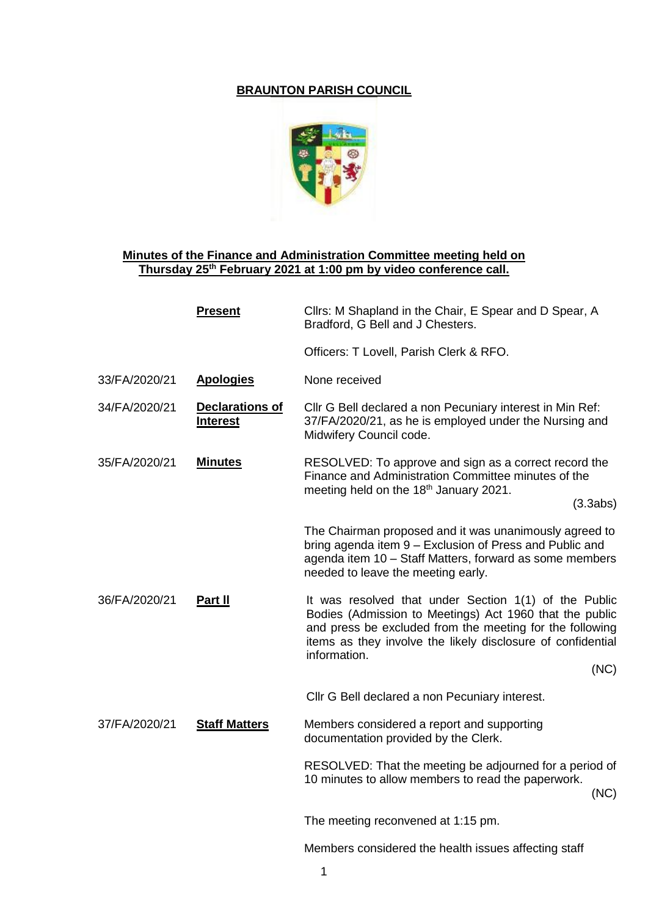# BRAUNTON PARISH COUNCIL

## Minutes of the Finance and Administration Committee meeting held on Thursday 25th February 2021 at 1:00 pm by video conference call.

| | | |
|---|---|---|
| | **Present** | Cllrs: M Shapland in the Chair, E Spear and D Spear, A Bradford, G Bell and J Chesters. |
| | | Officers: T Lovell, Parish Clerk & RFO. |
| 33/FA/2020/21 | **Apologies** | None received |
| 34/FA/2020/21 | **Declarations of Interest** | Cllr G Bell declared a non Pecuniary interest in Min Ref: 37/FA/2020/21, as he is employed under the Nursing and Midwifery Council code. |
| 35/FA/2020/21 | **Minutes** | RESOLVED: To approve and sign as a correct record the Finance and Administration Committee minutes of the meeting held on the 18th January 2021. (3.3abs) |
| | | The Chairman proposed and it was unanimously agreed to bring agenda item 9 – Exclusion of Press and Public and agenda item 10 – Staff Matters, forward as some members needed to leave the meeting early. |
| 36/FA/2020/21 | **Part II** | It was resolved that under Section 1(1) of the Public Bodies (Admission to Meetings) Act 1960 that the public and press be excluded from the meeting for the following items as they involve the likely disclosure of confidential information. (NC) |
| | | Cllr G Bell declared a non Pecuniary interest. |
| 37/FA/2020/21 | **Staff Matters** | Members considered a report and supporting documentation provided by the Clerk. |
| | | RESOLVED: That the meeting be adjourned for a period of 10 minutes to allow members to read the paperwork. (NC) |
| | | The meeting reconvened at 1:15 pm. |
| | | Members considered the health issues affecting staff |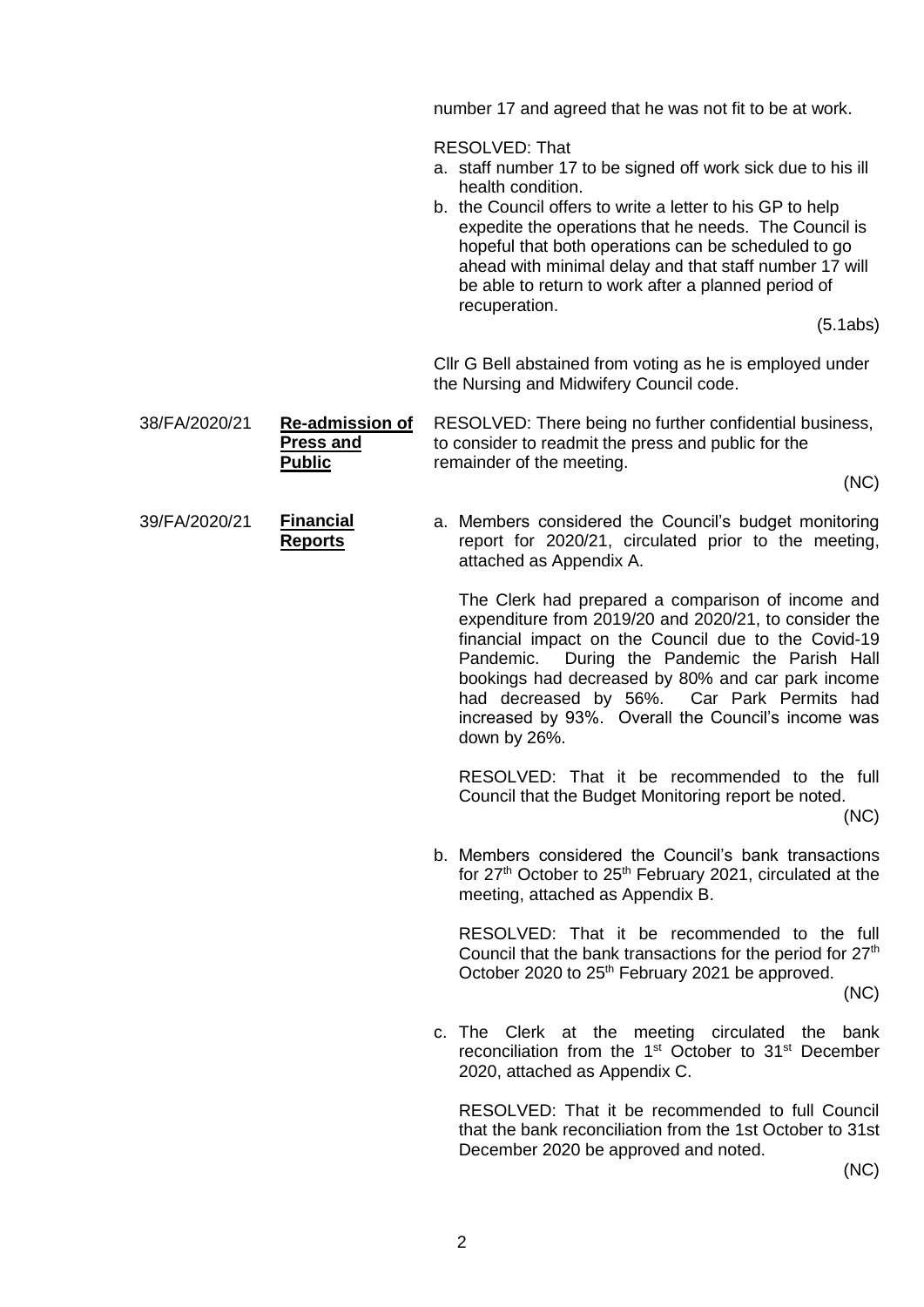number 17 and agreed that he was not fit to be at work.

RESOLVED: That

a. staff number 17 to be signed off work sick due to his ill health condition.
b. the Council offers to write a letter to his GP to help expedite the operations that he needs. The Council is hopeful that both operations can be scheduled to go ahead with minimal delay and that staff number 17 will be able to return to work after a planned period of recuperation.

(5.1abs)

Cllr G Bell abstained from voting as he is employed under the Nursing and Midwifery Council code.

**38/FA/2020/21 Re-admission of Press and Public**

RESOLVED: There being no further confidential business, to consider to readmit the press and public for the remainder of the meeting.

(NC)

**39/FA/2020/21 Financial Reports**

a. Members considered the Council's budget monitoring report for 2020/21, circulated prior to the meeting, attached as Appendix A.

   The Clerk had prepared a comparison of income and expenditure from 2019/20 and 2020/21, to consider the financial impact on the Council due to the Covid-19 Pandemic. During the Pandemic the Parish Hall bookings had decreased by 80% and car park income had decreased by 56%. Car Park Permits had increased by 93%. Overall the Council's income was down by 26%.

   RESOLVED: That it be recommended to the full Council that the Budget Monitoring report be noted.

   (NC)

b. Members considered the Council's bank transactions for 27th October to 25th February 2021, circulated at the meeting, attached as Appendix B.

   RESOLVED: That it be recommended to the full Council that the bank transactions for the period for 27th October 2020 to 25th February 2021 be approved.

   (NC)

c. The Clerk at the meeting circulated the bank reconciliation from the 1st October to 31st December 2020, attached as Appendix C.

   RESOLVED: That it be recommended to full Council that the bank reconciliation from the 1st October to 31st December 2020 be approved and noted.

   (NC)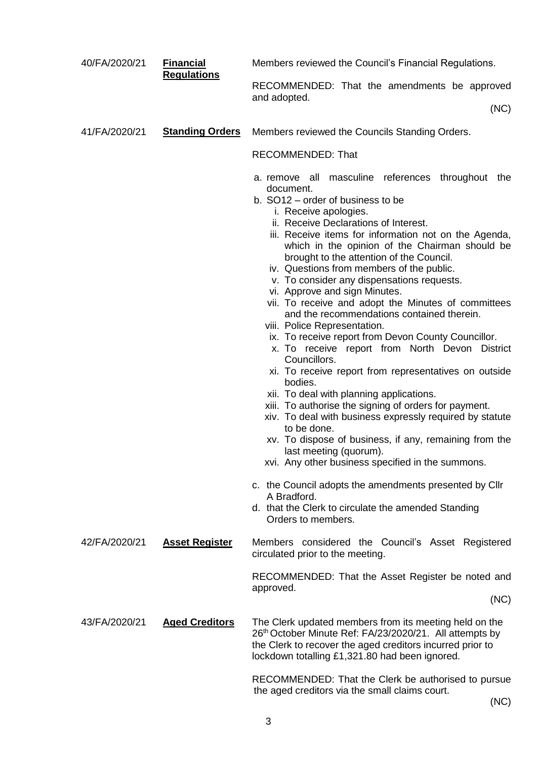40/FA/2020/21 **Financial Regulations**

Members reviewed the Council's Financial Regulations.

RECOMMENDED: That the amendments be approved and adopted.

(NC)

41/FA/2020/21 **Standing Orders**

Members reviewed the Councils Standing Orders.

RECOMMENDED: That

a. remove all masculine references throughout the document.
b. SO12 – order of business to be
   i. Receive apologies.
   ii. Receive Declarations of Interest.
   iii. Receive items for information not on the Agenda, which in the opinion of the Chairman should be brought to the attention of the Council.
   iv. Questions from members of the public.
   v. To consider any dispensations requests.
   vi. Approve and sign Minutes.
   vii. To receive and adopt the Minutes of committees and the recommendations contained therein.
   viii. Police Representation.
   ix. To receive report from Devon County Councillor.
   x. To receive report from North Devon District Councillors.
   xi. To receive report from representatives on outside bodies.
   xii. To deal with planning applications.
   xiii. To authorise the signing of orders for payment.
   xiv. To deal with business expressly required by statute to be done.
   xv. To dispose of business, if any, remaining from the last meeting (quorum).
   xvi. Any other business specified in the summons.
c. the Council adopts the amendments presented by Cllr A Bradford.
d. that the Clerk to circulate the amended Standing Orders to members.

42/FA/2020/21 **Asset Register**

Members considered the Council's Asset Registered circulated prior to the meeting.

RECOMMENDED: That the Asset Register be noted and approved.

(NC)

43/FA/2020/21 **Aged Creditors**

The Clerk updated members from its meeting held on the 26th October Minute Ref: FA/23/2020/21. All attempts by the Clerk to recover the aged creditors incurred prior to lockdown totalling £1,321.80 had been ignored.

RECOMMENDED: That the Clerk be authorised to pursue the aged creditors via the small claims court.

(NC)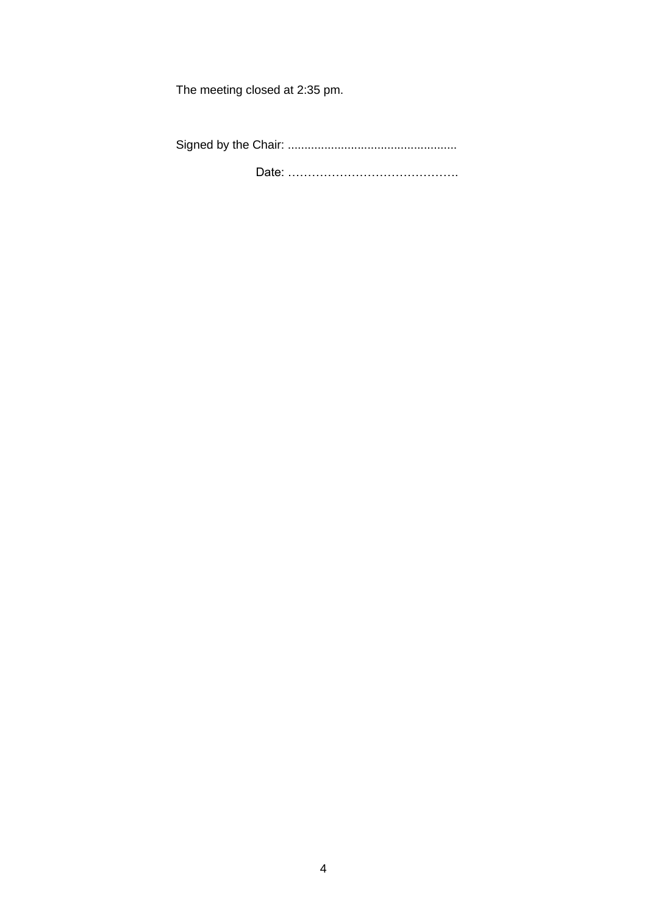The meeting closed at 2:35 pm.

Signed by the Chair: ...................................................

Date: …………………………………….